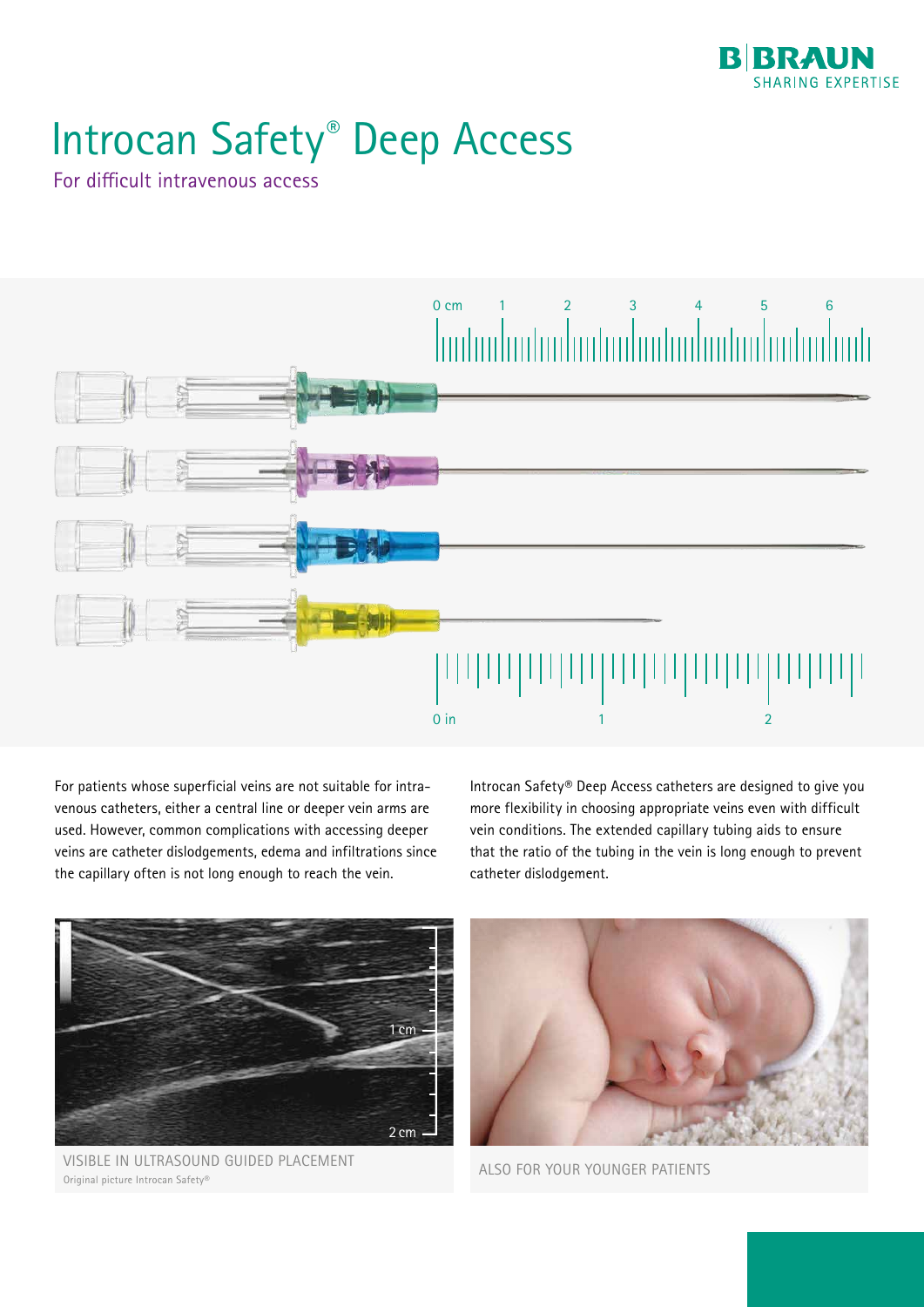# Introcan Safety® Deep Access

For difficult intravenous access

For patients whose superficial veins are not suitable for intravenous catheters, either a central line or deeper vein arms are used. However, common complications with accessing deeper veins are catheter dislodgements, edema and infiltrations since the capillary often is not long enough to reach the vein.

Introcan Safety® Deep Access catheters are designed to give you more flexibility in choosing appropriate veins even with difficult vein conditions. The extended capillary tubing aids to ensure that the ratio of the tubing in the vein is long enough to prevent catheter dislodgement.

VISIBLE IN ULTRASOUND GUIDED PLACEMENT

Original picture Introcan Safety®

ALSO FOR YOUR YOUNGER PATIENTS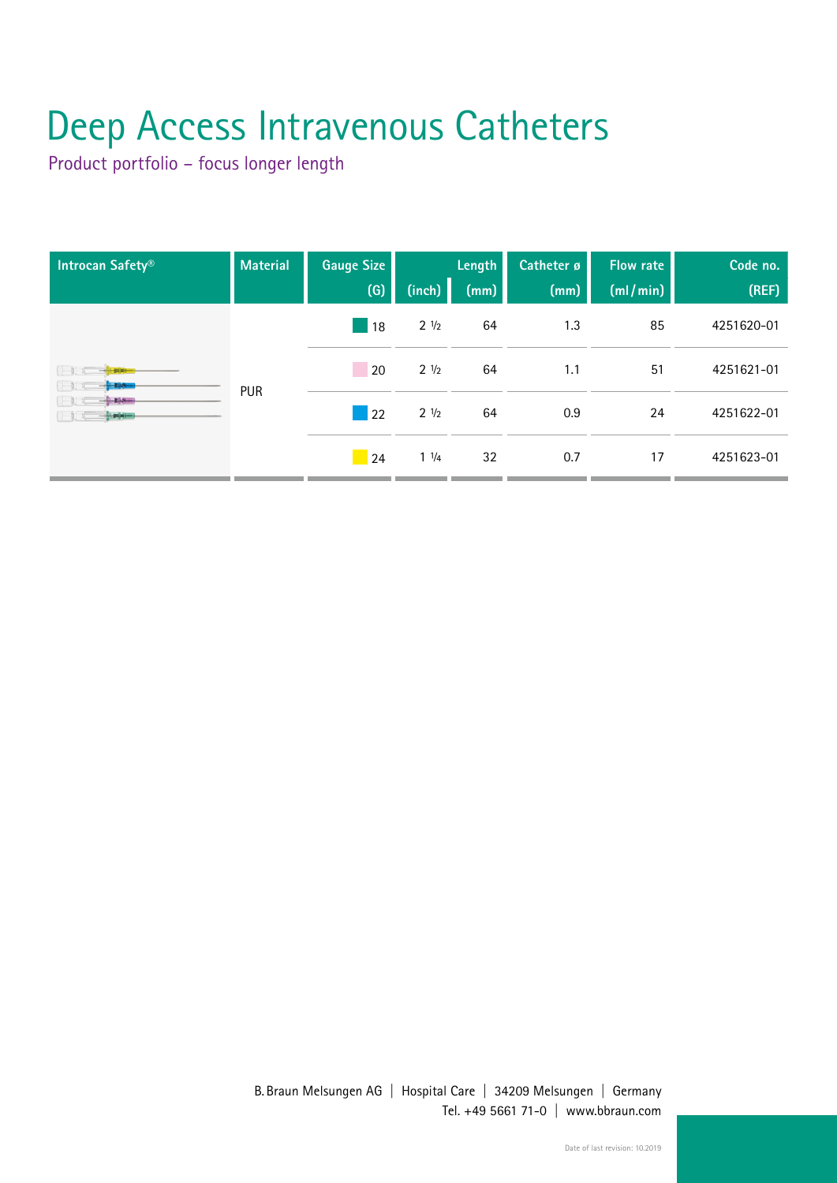# Deep Access Intravenous Catheters

Product portfolio – focus longer length

| Introcan Safety® | Material | Gauge Size (G) | Length (inch) | Length (mm) | Catheter ø (mm) | Flow rate (ml/min) | Code no. (REF) |
|---|---|---|---|---|---|---|---|
| | PUR | 18 | 2 ½ | 64 | 1.3 | 85 | 4251620-01 |
| | PUR | 20 | 2 ½ | 64 | 1.1 | 51 | 4251621-01 |
| | PUR | 22 | 2 ½ | 64 | 0.9 | 24 | 4251622-01 |
| | PUR | 24 | 1 ¼ | 32 | 0.7 | 17 | 4251623-01 |

B. Braun Melsungen AG | Hospital Care | 34209 Melsungen | Germany
Tel. +49 5661 71-0 | www.bbraun.com

Date of last revision: 10.2019